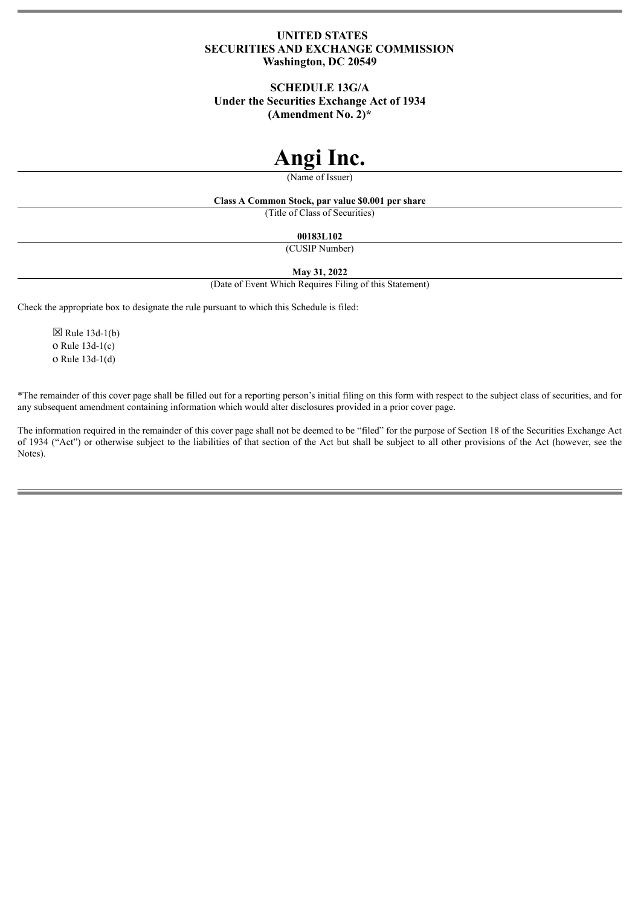**UNITED STATES**
**SECURITIES AND EXCHANGE COMMISSION**
**Washington, DC 20549**

**SCHEDULE 13G/A**
**Under the Securities Exchange Act of 1934**
**(Amendment No. 2)***

# Angi Inc.

(Name of Issuer)

**Class A Common Stock, par value $0.001 per share**

(Title of Class of Securities)

**00183L102**

(CUSIP Number)

**May 31, 2022**

(Date of Event Which Requires Filing of this Statement)

Check the appropriate box to designate the rule pursuant to which this Schedule is filed:

☒ Rule 13d-1(b)
o Rule 13d-1(c)
o Rule 13d-1(d)

*The remainder of this cover page shall be filled out for a reporting person's initial filing on this form with respect to the subject class of securities, and for any subsequent amendment containing information which would alter disclosures provided in a prior cover page.

The information required in the remainder of this cover page shall not be deemed to be "filed" for the purpose of Section 18 of the Securities Exchange Act of 1934 ("Act") or otherwise subject to the liabilities of that section of the Act but shall be subject to all other provisions of the Act (however, see the Notes).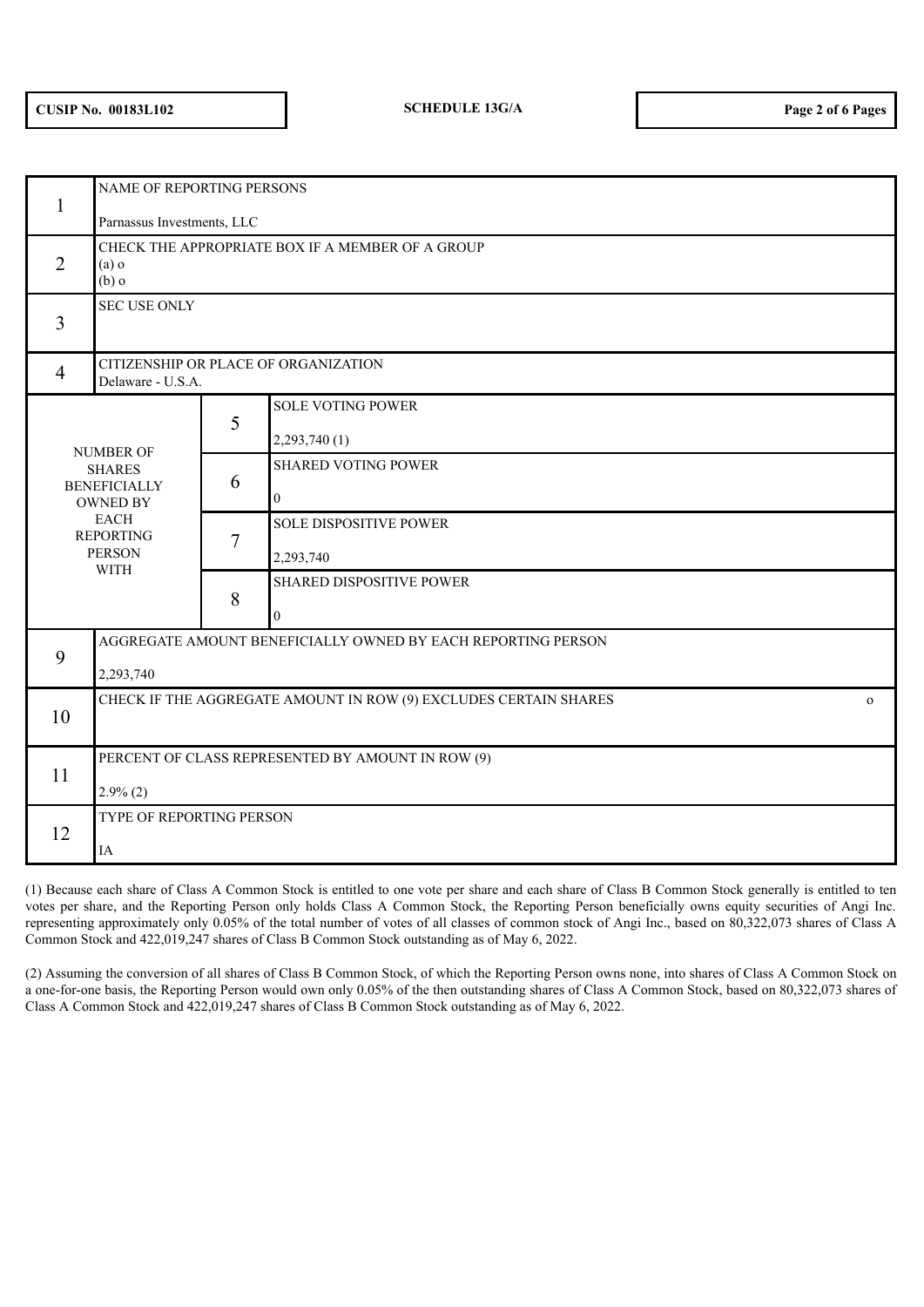| CUSIP No. 00183L102 | SCHEDULE 13G/A | |
|---|---|---|

| | | | |
|---|---|---|---|
| 1 | NAME OF REPORTING PERSONS<br><br>Parnassus Investments, LLC | | |
| 2 | CHECK THE APPROPRIATE BOX IF A MEMBER OF A GROUP<br>(a) o<br>(b) o | | |
| 3 | SEC USE ONLY | | |
| 4 | CITIZENSHIP OR PLACE OF ORGANIZATION<br>Delaware - U.S.A. | | |
| NUMBER OF SHARES BENEFICIALLY OWNED BY EACH REPORTING PERSON WITH | | 5 | SOLE VOTING POWER<br><br>2,293,740 (1) |
| | | 6 | SHARED VOTING POWER<br><br>0 |
| | | 7 | SOLE DISPOSITIVE POWER<br><br>2,293,740 |
| | | 8 | SHARED DISPOSITIVE POWER<br><br>0 |
| 9 | AGGREGATE AMOUNT BENEFICIALLY OWNED BY EACH REPORTING PERSON<br><br>2,293,740 | | |
| 10 | CHECK IF THE AGGREGATE AMOUNT IN ROW (9) EXCLUDES CERTAIN SHARES o | | |
| 11 | PERCENT OF CLASS REPRESENTED BY AMOUNT IN ROW (9)<br><br>2.9% (2) | | |
| 12 | TYPE OF REPORTING PERSON<br><br>IA | | |

(1) Because each share of Class A Common Stock is entitled to one vote per share and each share of Class B Common Stock generally is entitled to ten votes per share, and the Reporting Person only holds Class A Common Stock, the Reporting Person beneficially owns equity securities of Angi Inc. representing approximately only 0.05% of the total number of votes of all classes of common stock of Angi Inc., based on 80,322,073 shares of Class A Common Stock and 422,019,247 shares of Class B Common Stock outstanding as of May 6, 2022.

(2) Assuming the conversion of all shares of Class B Common Stock, of which the Reporting Person owns none, into shares of Class A Common Stock on a one-for-one basis, the Reporting Person would own only 0.05% of the then outstanding shares of Class A Common Stock, based on 80,322,073 shares of Class A Common Stock and 422,019,247 shares of Class B Common Stock outstanding as of May 6, 2022.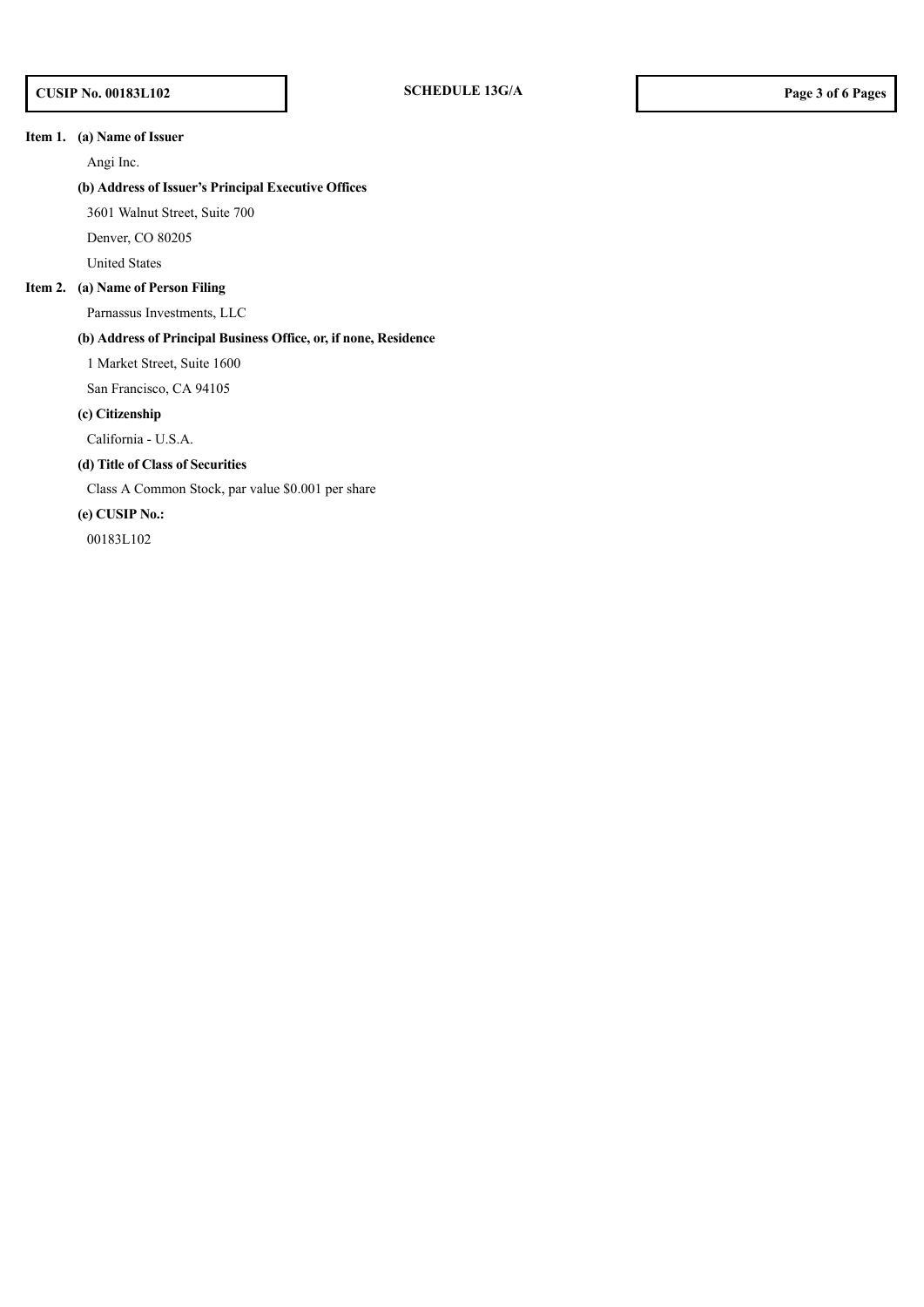**Item 1. (a) Name of Issuer**

Angi Inc.

**(b) Address of Issuer's Principal Executive Offices**

3601 Walnut Street, Suite 700

Denver, CO 80205

United States

**Item 2. (a) Name of Person Filing**

Parnassus Investments, LLC

**(b) Address of Principal Business Office, or, if none, Residence**

1 Market Street, Suite 1600

San Francisco, CA 94105

**(c) Citizenship**

California - U.S.A.

**(d) Title of Class of Securities**

Class A Common Stock, par value $0.001 per share

**(e) CUSIP No.:**

00183L102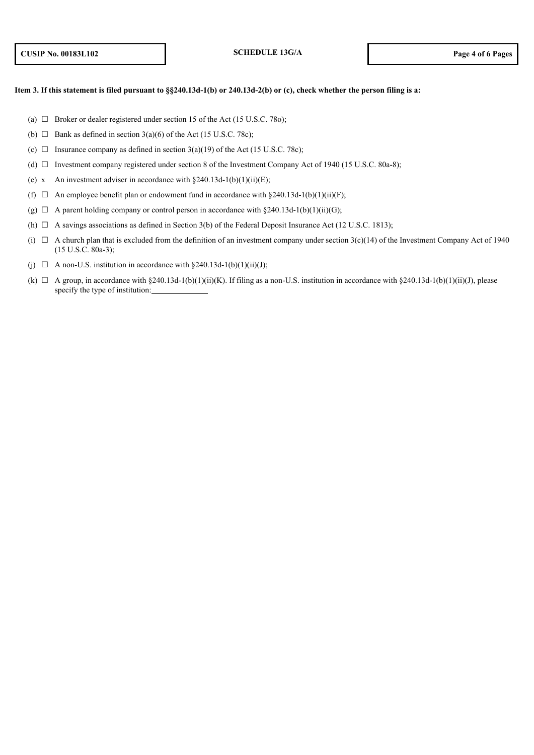**Item 3. If this statement is filed pursuant to §§240.13d-1(b) or 240.13d-2(b) or (c), check whether the person filing is a:**

(a) ☐ Broker or dealer registered under section 15 of the Act (15 U.S.C. 78o);

(b) ☐ Bank as defined in section 3(a)(6) of the Act (15 U.S.C. 78c);

(c) ☐ Insurance company as defined in section 3(a)(19) of the Act (15 U.S.C. 78c);

(d) ☐ Investment company registered under section 8 of the Investment Company Act of 1940 (15 U.S.C. 80a-8);

(e) x An investment adviser in accordance with §240.13d-1(b)(1)(ii)(E);

(f) ☐ An employee benefit plan or endowment fund in accordance with §240.13d-1(b)(1)(ii)(F);

(g) ☐ A parent holding company or control person in accordance with §240.13d-1(b)(1)(ii)(G);

(h) ☐ A savings associations as defined in Section 3(b) of the Federal Deposit Insurance Act (12 U.S.C. 1813);

(i) ☐ A church plan that is excluded from the definition of an investment company under section 3(c)(14) of the Investment Company Act of 1940 (15 U.S.C. 80a-3);

(j) ☐ A non-U.S. institution in accordance with §240.13d-1(b)(1)(ii)(J);

(k) ☐ A group, in accordance with §240.13d-1(b)(1)(ii)(K). If filing as a non-U.S. institution in accordance with §240.13d-1(b)(1)(ii)(J), please specify the type of institution: \_\_\_\_\_\_\_\_\_\_\_\_\_\_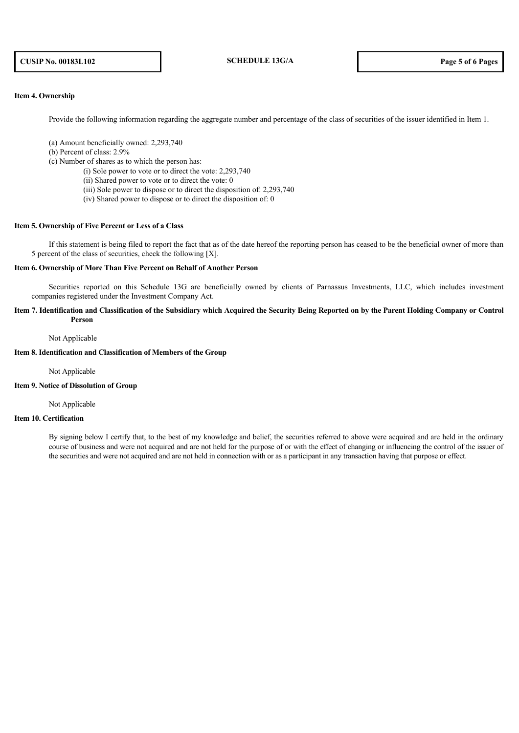**Item 4. Ownership**

Provide the following information regarding the aggregate number and percentage of the class of securities of the issuer identified in Item 1.

(a) Amount beneficially owned: 2,293,740

(b) Percent of class: 2.9%

(c) Number of shares as to which the person has:

- (i) Sole power to vote or to direct the vote: 2,293,740
- (ii) Shared power to vote or to direct the vote: 0
- (iii) Sole power to dispose or to direct the disposition of: 2,293,740
- (iv) Shared power to dispose or to direct the disposition of: 0

**Item 5. Ownership of Five Percent or Less of a Class**

If this statement is being filed to report the fact that as of the date hereof the reporting person has ceased to be the beneficial owner of more than 5 percent of the class of securities, check the following [X].

**Item 6. Ownership of More Than Five Percent on Behalf of Another Person**

Securities reported on this Schedule 13G are beneficially owned by clients of Parnassus Investments, LLC, which includes investment companies registered under the Investment Company Act.

**Item 7. Identification and Classification of the Subsidiary which Acquired the Security Being Reported on by the Parent Holding Company or Control Person**

Not Applicable

**Item 8. Identification and Classification of Members of the Group**

Not Applicable

**Item 9. Notice of Dissolution of Group**

Not Applicable

**Item 10. Certification**

By signing below I certify that, to the best of my knowledge and belief, the securities referred to above were acquired and are held in the ordinary course of business and were not acquired and are not held for the purpose of or with the effect of changing or influencing the control of the issuer of the securities and were not acquired and are not held in connection with or as a participant in any transaction having that purpose or effect.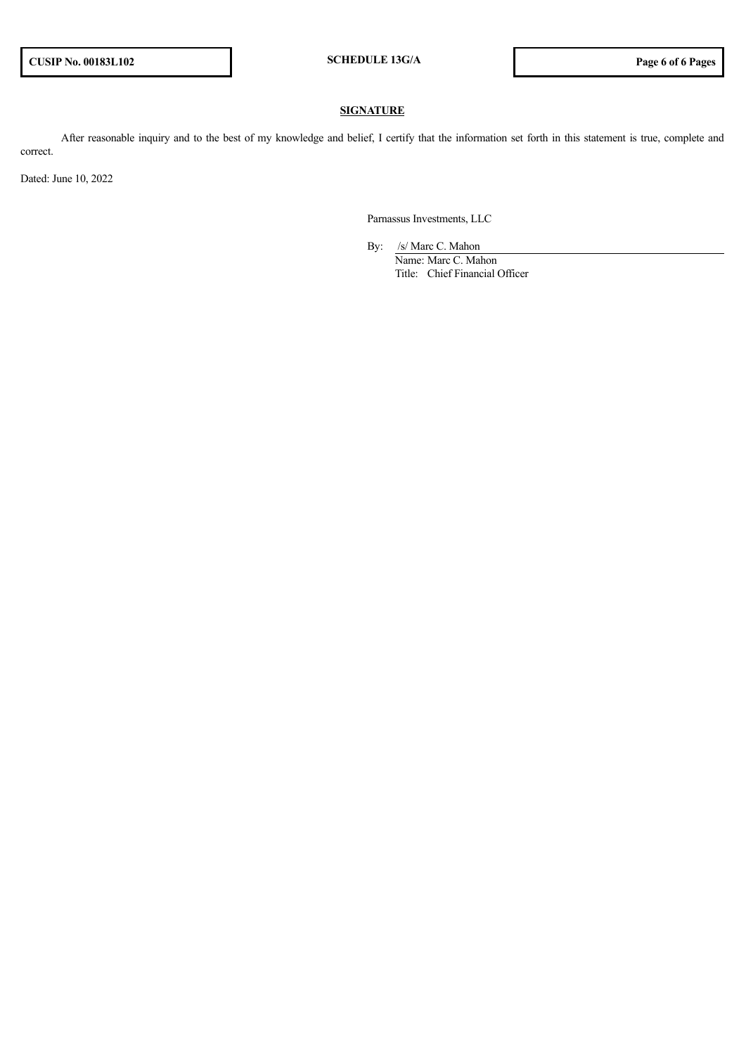**SIGNATURE**

After reasonable inquiry and to the best of my knowledge and belief, I certify that the information set forth in this statement is true, complete and correct.

Dated: June 10, 2022

Parnassus Investments, LLC

By: /s/ Marc C. Mahon
Name: Marc C. Mahon
Title: Chief Financial Officer